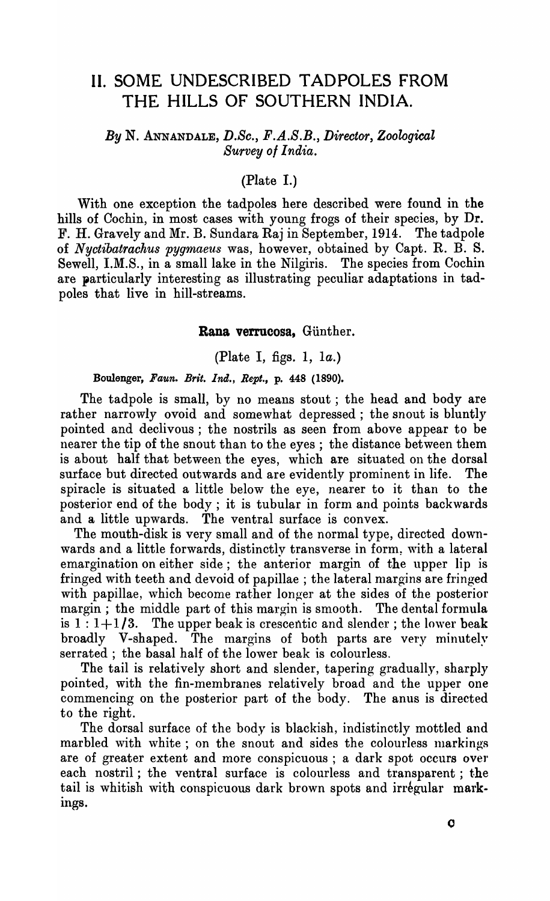# II. SOME UNDESCRIBED TADPOLES FROM THE HILLS OF SOUTHERN INDIA.

*By* N. ANNANDALE, *D.Sc., F.A.S.B., Director, Zoological Survey of India.*

(Plate I.)

With one exception the tadpoles here described were found in the hills of Cochin, in most cases with young frogs of their species, by Dr. F. H. Gravely and Mr. B. Sundara Raj in September, 1914. The tadpole of *Nyctibatrachus pygmaeus* was, however, obtained by Capt. R. B. S. Sewell, I.M.S., in a small lake in the Nilgiris. The species from Cochin are particularly interesting as illustrating peculiar adaptations in tadpoles that live in hill-streams.

### Rana verrucosa, Günther.

(Plate I, figs. 1, 1*a*.)

Boulenger, *Faun. Brit. Ind., Rept.*, p. 448 (1890).

The tadpole is small, by no means stout; the head and body are rather narrowly ovoid and somewhat depressed; the snout is bluntly pointed and declivous; the nostrils as seen from above appear to be nearer the tip of the snout than to the eyes; the distance between them is about half that between the eyes, which are situated on the dorsal surface but directed outwards and are evidently prominent in life. The spiracle is situated a little below the eye, nearer to it than to the posterior end of the body; it is tubular in form and points backwards and a little upwards. The ventral surface is convex.

The mouth-disk is very small and of the normal type, directed downwards and a little forwards, distinctly transverse in form, with a lateral emargination on either side; the anterior margin of the upper lip is fringed with teeth and devoid of papillae; the lateral margins are fringed with papillae, which become rather longer at the sides of the posterior margin; the middle part of this margin is smooth. The dental formula is $1 : 1+1/3$. The upper beak is crescentic and slender; the lower beak broadly V-shaped. The margins of both parts are very minutely serrated; the basal half of the lower beak is colourless.

The tail is relatively short and slender, tapering gradually, sharply pointed, with the fin-membranes relatively broad and the upper one commencing on the posterior part of the body. The anus is directed to the right.

The dorsal surface of the body is blackish, indistinctly mottled and marbled with white; on the snout and sides the colourless markings are of greater extent and more conspicuous; a dark spot occurs over each nostril; the ventral surface is colourless and transparent; the tail is whitish with conspicuous dark brown spots and irrégular markings.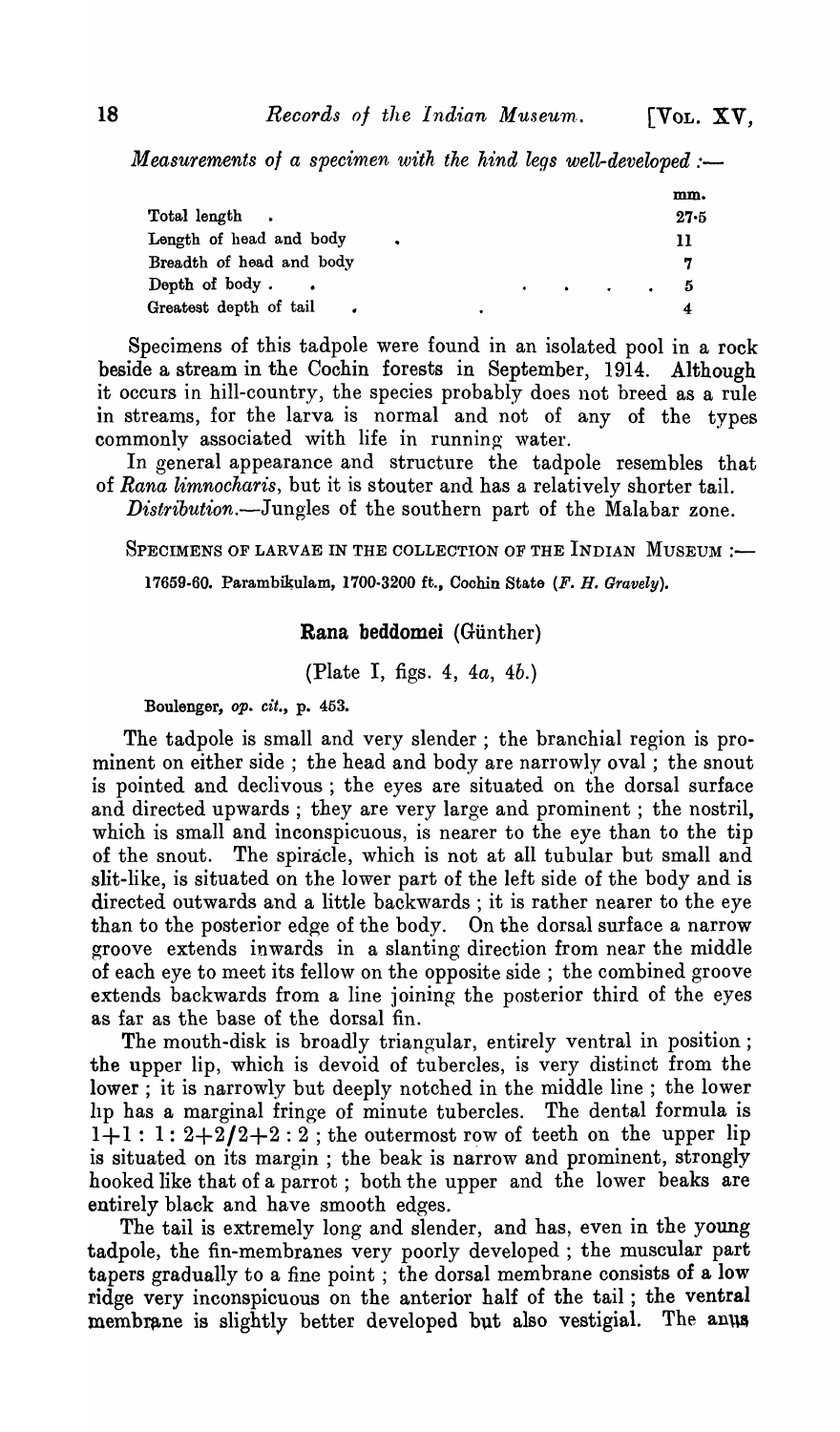*Measurements of a specimen with the hind legs well-developed* :—

| | mm. |
|---|---|
| Total length | 27·5 |
| Length of head and body | 11 |
| Breadth of head and body | 7 |
| Depth of body | 5 |
| Greatest depth of tail | 4 |

Specimens of this tadpole were found in an isolated pool in a rock beside a stream in the Cochin forests in September, 1914. Although it occurs in hill-country, the species probably does not breed as a rule in streams, for the larva is normal and not of any of the types commonly associated with life in running water.

In general appearance and structure the tadpole resembles that of *Rana limnocharis*, but it is stouter and has a relatively shorter tail.

*Distribution.*—Jungles of the southern part of the Malabar zone.

SPECIMENS OF LARVAE IN THE COLLECTION OF THE INDIAN MUSEUM :—

17659-60. Parambikulam, 1700-3200 ft., Cochin State (*F. H. Gravely*).

## Rana beddomei (Günther)

(Plate I, figs. 4, 4*a*, 4*b*.)

Boulenger, *op. cit.*, p. 453.

The tadpole is small and very slender ; the branchial region is prominent on either side ; the head and body are narrowly oval ; the snout is pointed and declivous ; the eyes are situated on the dorsal surface and directed upwards ; they are very large and prominent ; the nostril, which is small and inconspicuous, is nearer to the eye than to the tip of the snout. The spiracle, which is not at all tubular but small and slit-like, is situated on the lower part of the left side of the body and is directed outwards and a little backwards ; it is rather nearer to the eye than to the posterior edge of the body. On the dorsal surface a narrow groove extends inwards in a slanting direction from near the middle of each eye to meet its fellow on the opposite side ; the combined groove extends backwards from a line joining the posterior third of the eyes as far as the base of the dorsal fin.

The mouth-disk is broadly triangular, entirely ventral in position ; the upper lip, which is devoid of tubercles, is very distinct from the lower ; it is narrowly but deeply notched in the middle line ; the lower lip has a marginal fringe of minute tubercles. The dental formula is $1+1 : 1 : 2+2/2+2 : 2$ ; the outermost row of teeth on the upper lip is situated on its margin ; the beak is narrow and prominent, strongly hooked like that of a parrot ; both the upper and the lower beaks are entirely black and have smooth edges.

The tail is extremely long and slender, and has, even in the young tadpole, the fin-membranes very poorly developed ; the muscular part tapers gradually to a fine point ; the dorsal membrane consists of a low ridge very inconspicuous on the anterior half of the tail ; the ventral membrane is slightly better developed but also vestigial. The anus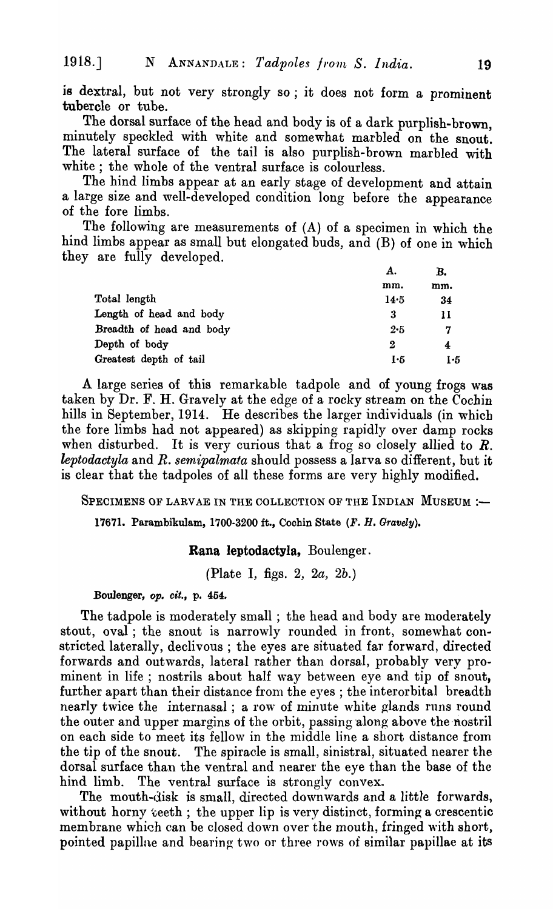is dextral, but not very strongly so; it does not form a prominent tubercle or tube.

The dorsal surface of the head and body is of a dark purplish-brown, minutely speckled with white and somewhat marbled on the snout. The lateral surface of the tail is also purplish-brown marbled with white; the whole of the ventral surface is colourless.

The hind limbs appear at an early stage of development and attain a large size and well-developed condition long before the appearance of the fore limbs.

The following are measurements of (A) of a specimen in which the hind limbs appear as small but elongated buds, and (B) of one in which they are fully developed.

| | A. | B. |
|---|---|---|
| | mm. | mm. |
| Total length | 14·5 | 34 |
| Length of head and body | 3 | 11 |
| Breadth of head and body | 2·5 | 7 |
| Depth of body | 2 | 4 |
| Greatest depth of tail | 1·5 | 1·5 |

A large series of this remarkable tadpole and of young frogs was taken by Dr. F. H. Gravely at the edge of a rocky stream on the Cochin hills in September, 1914. He describes the larger individuals (in which the fore limbs had not appeared) as skipping rapidly over damp rocks when disturbed. It is very curious that a frog so closely allied to *R. leptodactyla* and *R. semipalmata* should possess a larva so different, but it is clear that the tadpoles of all these forms are very highly modified.

SPECIMENS OF LARVAE IN THE COLLECTION OF THE INDIAN MUSEUM :—

17671. Parambikulam, 1700-3200 ft., Cochin State (*F. H. Gravely*).

### **Rana leptodactyla**, Boulenger.

(Plate I, figs. 2, 2*a*, 2*b*.)

Boulenger, *op. cit.*, p. 454.

The tadpole is moderately small; the head and body are moderately stout, oval; the snout is narrowly rounded in front, somewhat constricted laterally, declivous; the eyes are situated far forward, directed forwards and outwards, lateral rather than dorsal, probably very prominent in life; nostrils about half way between eye and tip of snout, further apart than their distance from the eyes; the interorbital breadth nearly twice the internasal; a row of minute white glands runs round the outer and upper margins of the orbit, passing along above the nostril on each side to meet its fellow in the middle line a short distance from the tip of the snout. The spiracle is small, sinistral, situated nearer the dorsal surface than the ventral and nearer the eye than the base of the hind limb. The ventral surface is strongly convex.

The mouth-disk is small, directed downwards and a little forwards, without horny teeth; the upper lip is very distinct, forming a crescentic membrane which can be closed down over the mouth, fringed with short, pointed papillae and bearing two or three rows of similar papillae at its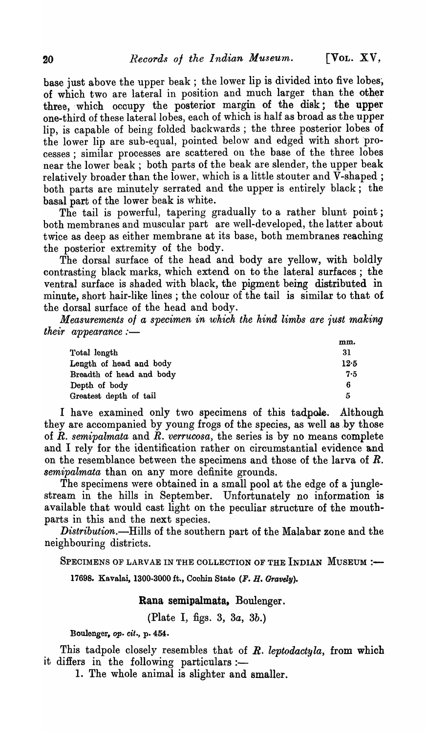base just above the upper beak ; the lower lip is divided into five lobes, of which two are lateral in position and much larger than the other three, which occupy the posterior margin of the disk; the upper one-third of these lateral lobes, each of which is half as broad as the upper lip, is capable of being folded backwards ; the three posterior lobes of the lower lip are sub-equal, pointed below and edged with short processes ; similar processes are scattered on the base of the three lobes near the lower beak ; both parts of the beak are slender, the upper beak relatively broader than the lower, which is a little stouter and V-shaped ; both parts are minutely serrated and the upper is entirely black ; the basal part of the lower beak is white.

The tail is powerful, tapering gradually to a rather blunt point; both membranes and muscular part are well-developed, the latter about twice as deep as either membrane at its base, both membranes reaching the posterior extremity of the body.

The dorsal surface of the head and body are yellow, with boldly contrasting black marks, which extend on to the lateral surfaces ; the ventral surface is shaded with black, the pigment being distributed in minute, short hair-like lines ; the colour of the tail is similar to that of the dorsal surface of the head and body.

*Measurements of a specimen in which the hind limbs are just making their appearance :—*

| | mm. |
|---|---|
| Total length | 31 |
| Length of head and body | 12·5 |
| Breadth of head and body | 7·5 |
| Depth of body | 6 |
| Greatest depth of tail | 5 |

I have examined only two specimens of this tadpole. Although they are accompanied by young frogs of the species, as well as by those of *R. semipalmata* and *R. verrucosa*, the series is by no means complete and I rely for the identification rather on circumstantial evidence and on the resemblance between the specimens and those of the larva of *R. semipalmata* than on any more definite grounds.

The specimens were obtained in a small pool at the edge of a jungle-stream in the hills in September. Unfortunately no information is available that would cast light on the peculiar structure of the mouth-parts in this and the next species.

*Distribution.*—Hills of the southern part of the Malabar zone and the neighbouring districts.

SPECIMENS OF LARVAE IN THE COLLECTION OF THE INDIAN MUSEUM :—

**17698. Kavalai, 1300-3000 ft., Cochin State (*F. H. Gravely*).**

### Rana semipalmata, Boulenger.

(Plate I, figs. 3, 3*a*, 3*b*.)

Boulenger, *op. cit.*, p. 454.

This tadpole closely resembles that of *R. leptodactyla*, from which it differs in the following particulars :—

1. The whole animal is slighter and smaller.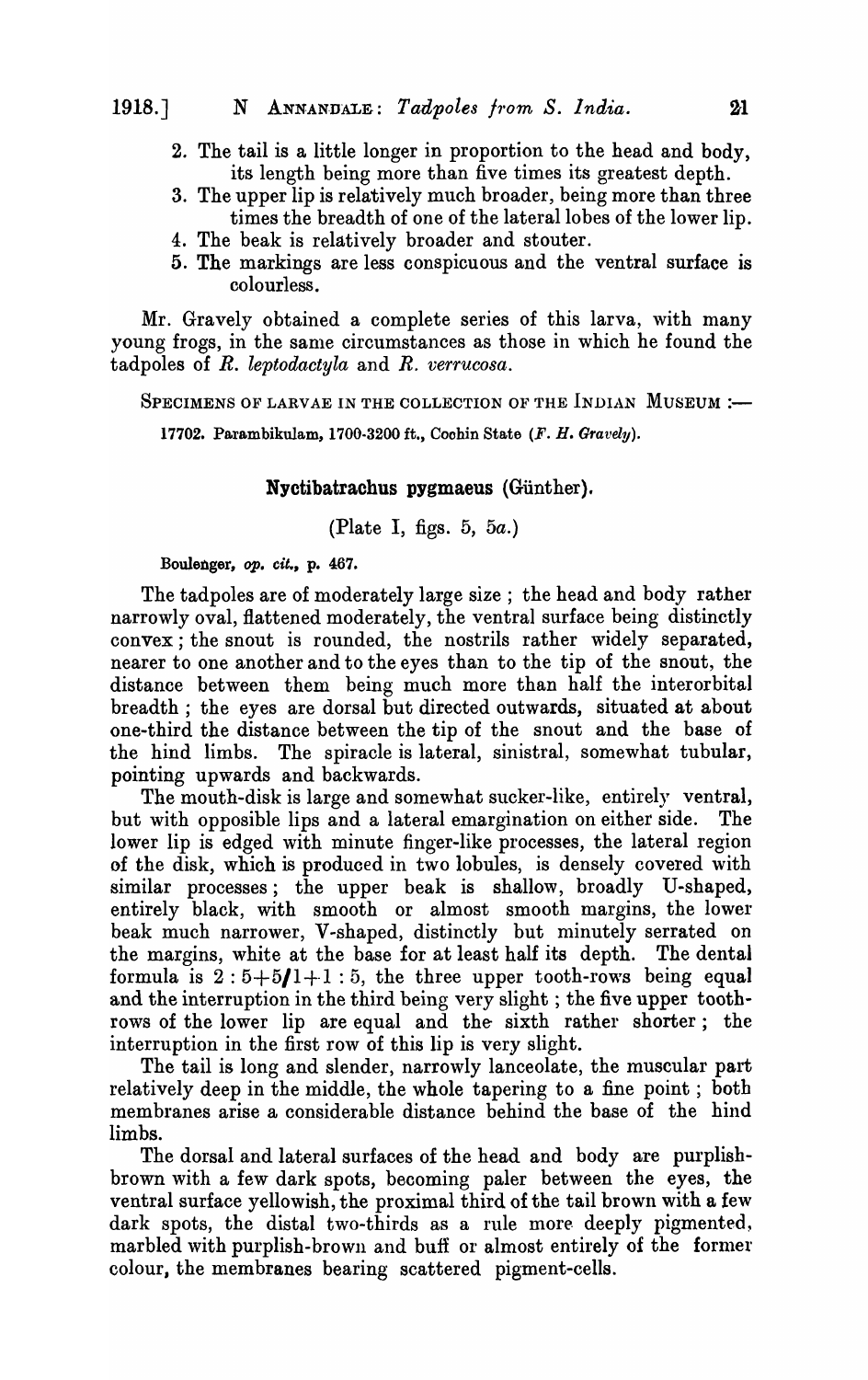2. The tail is a little longer in proportion to the head and body, its length being more than five times its greatest depth.
3. The upper lip is relatively much broader, being more than three times the breadth of one of the lateral lobes of the lower lip.
4. The beak is relatively broader and stouter.
5. The markings are less conspicuous and the ventral surface is colourless.

Mr. Gravely obtained a complete series of this larva, with many young frogs, in the same circumstances as those in which he found the tadpoles of *R. leptodactyla* and *R. verrucosa*.

SPECIMENS OF LARVAE IN THE COLLECTION OF THE INDIAN MUSEUM :—

17702. Parambikulam, 1700-3200 ft., Cochin State (*F. H. Gravely*).

### Nyctibatrachus pygmaeus (Günther).

(Plate I, figs. 5, 5*a*.)

Boulenger, *op. cit.*, p. 467.

The tadpoles are of moderately large size ; the head and body rather narrowly oval, flattened moderately, the ventral surface being distinctly convex ; the snout is rounded, the nostrils rather widely separated, nearer to one another and to the eyes than to the tip of the snout, the distance between them being much more than half the interorbital breadth ; the eyes are dorsal but directed outwards, situated at about one-third the distance between the tip of the snout and the base of the hind limbs. The spiracle is lateral, sinistral, somewhat tubular, pointing upwards and backwards.

The mouth-disk is large and somewhat sucker-like, entirely ventral, but with opposible lips and a lateral emargination on either side. The lower lip is edged with minute finger-like processes, the lateral region of the disk, which is produced in two lobules, is densely covered with similar processes ; the upper beak is shallow, broadly U-shaped, entirely black, with smooth or almost smooth margins, the lower beak much narrower, V-shaped, distinctly but minutely serrated on the margins, white at the base for at least half its depth. The dental formula is $2 : 5+5/1+1 : 5$, the three upper tooth-rows being equal and the interruption in the third being very slight ; the five upper tooth-rows of the lower lip are equal and the sixth rather shorter ; the interruption in the first row of this lip is very slight.

The tail is long and slender, narrowly lanceolate, the muscular part relatively deep in the middle, the whole tapering to a fine point ; both membranes arise a considerable distance behind the base of the hind limbs.

The dorsal and lateral surfaces of the head and body are purplish-brown with a few dark spots, becoming paler between the eyes, the ventral surface yellowish, the proximal third of the tail brown with a few dark spots, the distal two-thirds as a rule more deeply pigmented, marbled with purplish-brown and buff or almost entirely of the former colour, the membranes bearing scattered pigment-cells.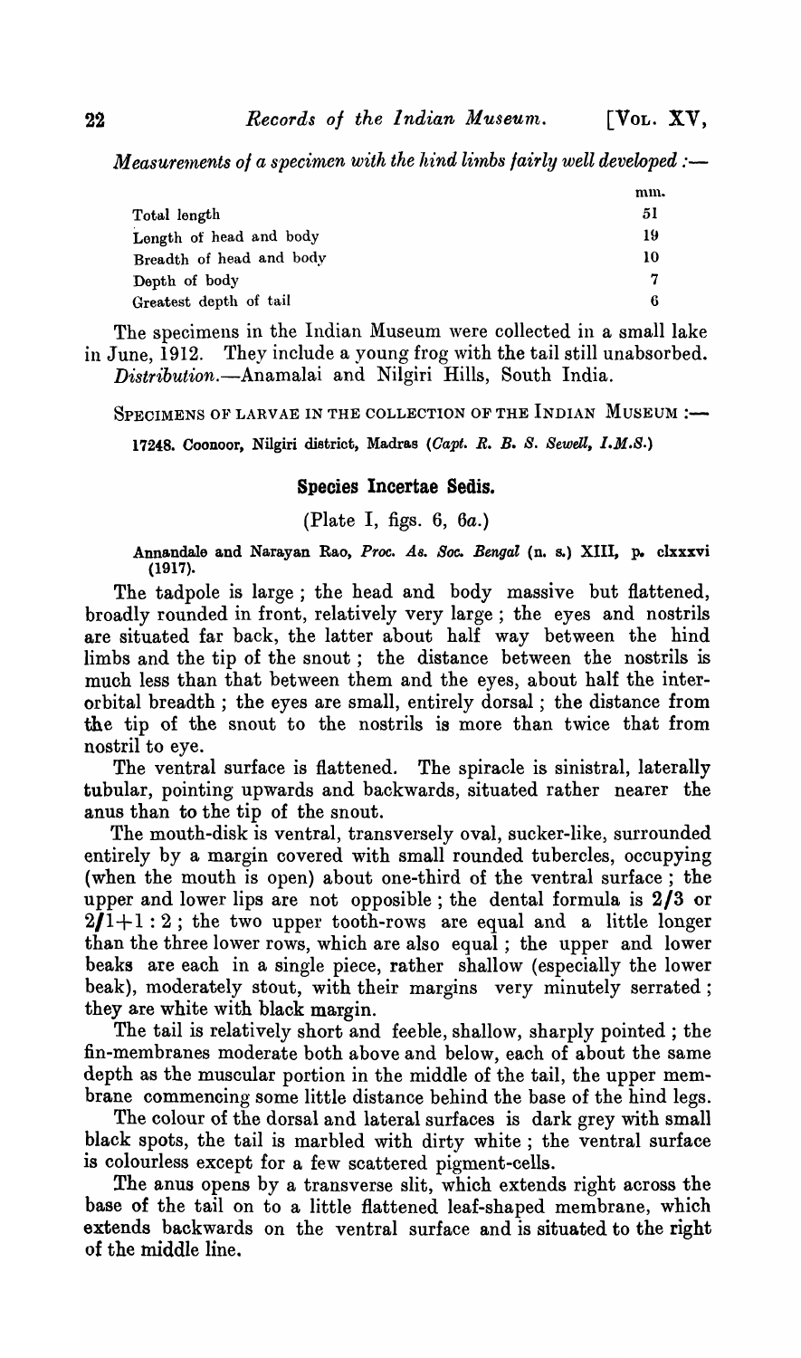*Measurements of a specimen with the hind limbs fairly well developed* :—

| | mm. |
|---|---|
| Total length | 51 |
| Length of head and body | 19 |
| Breadth of head and body | 10 |
| Depth of body | 7 |
| Greatest depth of tail | 6 |

The specimens in the Indian Museum were collected in a small lake in June, 1912. They include a young frog with the tail still unabsorbed.

*Distribution*.—Anamalai and Nilgiri Hills, South India.

SPECIMENS OF LARVAE IN THE COLLECTION OF THE INDIAN MUSEUM :—

17248. Coonoor, Nilgiri district, Madras (*Capt. R. B. S. Sewell, I.M.S.*)

## Species Incertae Sedis.

(Plate I, figs. 6, 6*a*.)

Annandale and Narayan Rao, *Proc. As. Soc. Bengal* (n. s.) XIII, p. clxxxvi (1917).

The tadpole is large; the head and body massive but flattened, broadly rounded in front, relatively very large; the eyes and nostrils are situated far back, the latter about half way between the hind limbs and the tip of the snout; the distance between the nostrils is much less than that between them and the eyes, about half the interorbital breadth; the eyes are small, entirely dorsal; the distance from the tip of the snout to the nostrils is more than twice that from nostril to eye.

The ventral surface is flattened. The spiracle is sinistral, laterally tubular, pointing upwards and backwards, situated rather nearer the anus than to the tip of the snout.

The mouth-disk is ventral, transversely oval, sucker-like, surrounded entirely by a margin covered with small rounded tubercles, occupying (when the mouth is open) about one-third of the ventral surface; the upper and lower lips are not opposible; the dental formula is 2/3 or 2/1+1 : 2; the two upper tooth-rows are equal and a little longer than the three lower rows, which are also equal; the upper and lower beaks are each in a single piece, rather shallow (especially the lower beak), moderately stout, with their margins very minutely serrated; they are white with black margin.

The tail is relatively short and feeble, shallow, sharply pointed; the fin-membranes moderate both above and below, each of about the same depth as the muscular portion in the middle of the tail, the upper membrane commencing some little distance behind the base of the hind legs.

The colour of the dorsal and lateral surfaces is dark grey with small black spots, the tail is marbled with dirty white; the ventral surface is colourless except for a few scattered pigment-cells.

The anus opens by a transverse slit, which extends right across the base of the tail on to a little flattened leaf-shaped membrane, which extends backwards on the ventral surface and is situated to the right of the middle line.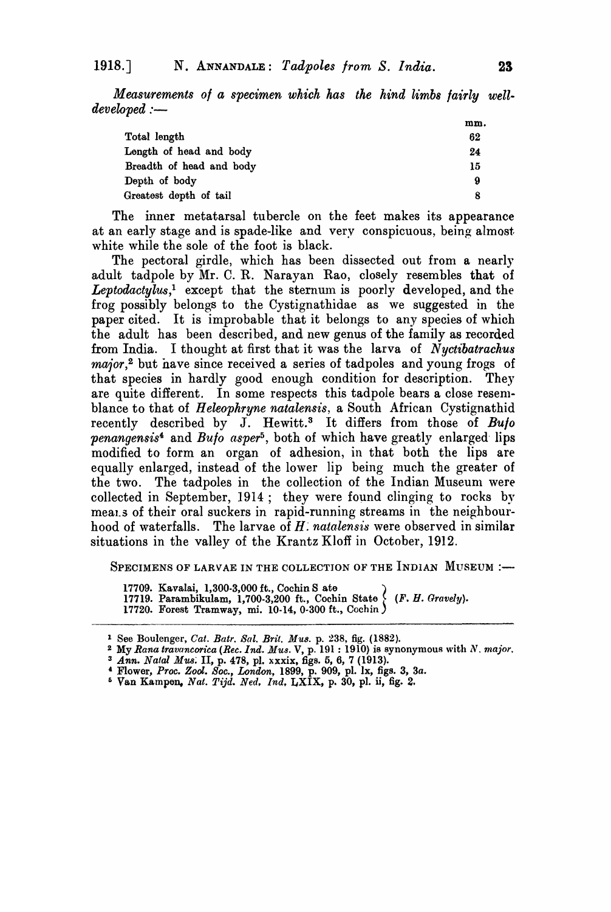*Measurements of a specimen which has the hind limbs fairly well-developed* :—

| | mm. |
|---|---|
| Total length | 62 |
| Length of head and body | 24 |
| Breadth of head and body | 15 |
| Depth of body | 9 |
| Greatest depth of tail | 8 |

The inner metatarsal tubercle on the feet makes its appearance at an early stage and is spade-like and very conspicuous, being almost white while the sole of the foot is black.

The pectoral girdle, which has been dissected out from a nearly adult tadpole by Mr. C. R. Narayan Rao, closely resembles that of *Leptodactylus*,[1] except that the sternum is poorly developed, and the frog possibly belongs to the Cystignathidae as we suggested in the paper cited. It is improbable that it belongs to any species of which the adult has been described, and new genus of the family as recorded from India. I thought at first that it was the larva of *Nyctibatrachus major*,[2] but have since received a series of tadpoles and young frogs of that species in hardly good enough condition for description. They are quite different. In some respects this tadpole bears a close resemblance to that of *Heleophryne natalensis*, a South African Cystignathid recently described by J. Hewitt.[3] It differs from those of *Bufo penangensis*[4] and *Bufo asper*[5], both of which have greatly enlarged lips modified to form an organ of adhesion, in that both the lips are equally enlarged, instead of the lower lip being much the greater of the two. The tadpoles in the collection of the Indian Museum were collected in September, 1914 ; they were found clinging to rocks by means of their oral suckers in rapid-running streams in the neighbourhood of waterfalls. The larvae of *H. natalensis* were observed in similar situations in the valley of the Krantz Kloff in October, 1912.

SPECIMENS OF LARVAE IN THE COLLECTION OF THE INDIAN MUSEUM :—

17709. Kavalai, 1,300-3,000 ft., Cochin S ate
17719. Parambikulam, 1,700-3,200 ft., Cochin State } (*F. H. Gravely*).
17720. Forest Tramway, mi. 10-14, 0-300 ft., Cochin

---

[1] See Boulenger, *Cat. Batr. Sal. Brit. Mus.* p. 238, fig. (1882).

[2] My *Rana travancorica* (*Rec. Ind. Mus.* V, p. 191 : 1910) is synonymous with *N. major.*

[3] *Ann. Natal Mus.* II, p. 478, pl. xxxix, figs. 5, 6, 7 (1913).

[4] Flower, *Proc. Zool. Soc., London*, 1899, p. 909, pl. lx, figs. 3, 3*a*.

[5] Van Kampen, *Nat. Tijd. Ned. Ind.* LXIX, p. 30, pl. ii, fig. 2.